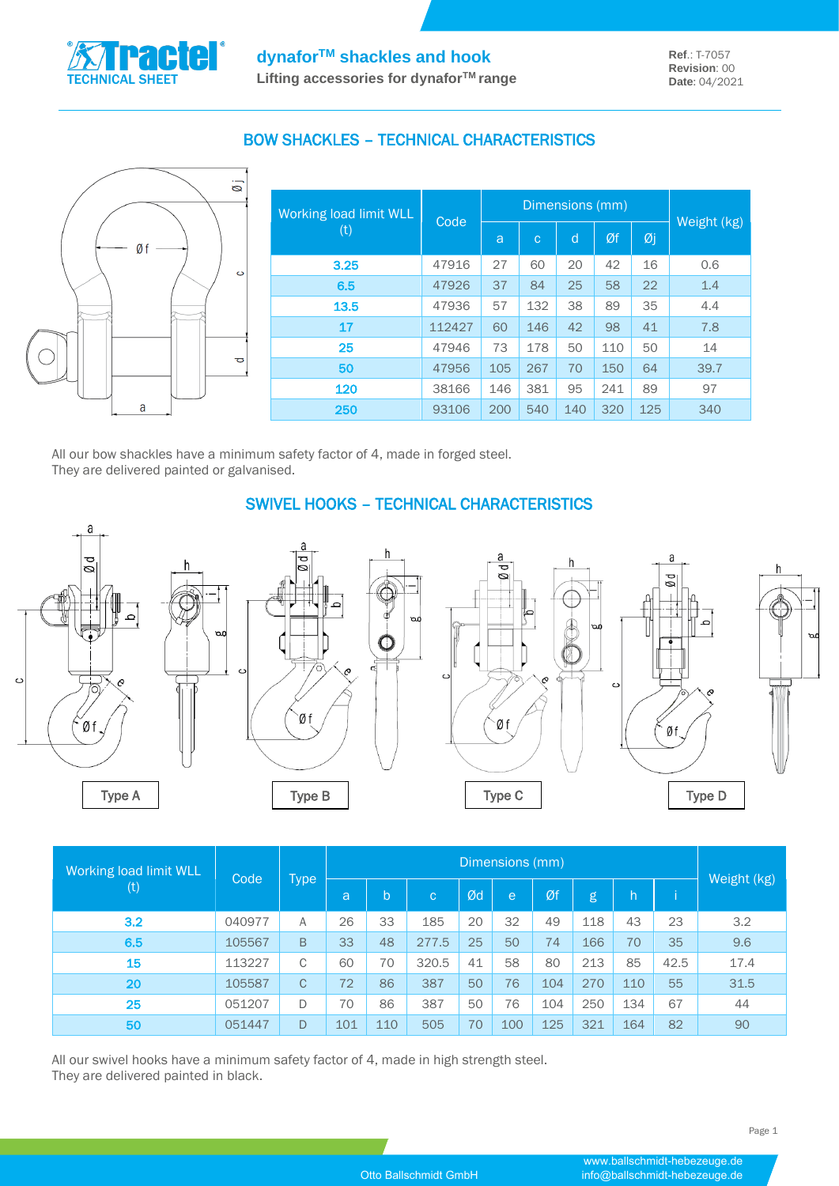# dynafor™ shackles and hook

**Lifting accessories for dynafor™ range**

**Ref.**: T-7057
**Revision**: 00
**Date**: 04/2021

TECHNICAL SHEET

## BOW SHACKLES – TECHNICAL CHARACTERISTICS

| Working load limit WLL (t) | Code | Dimensions (mm) | | | | | Weight (kg) |
|---|---|---|---|---|---|---|---|
| | | a | c | d | Øf | Øj | |
| 3.25 | 47916 | 27 | 60 | 20 | 42 | 16 | 0.6 |
| 6.5 | 47926 | 37 | 84 | 25 | 58 | 22 | 1.4 |
| 13.5 | 47936 | 57 | 132 | 38 | 89 | 35 | 4.4 |
| 17 | 112427 | 60 | 146 | 42 | 98 | 41 | 7.8 |
| 25 | 47946 | 73 | 178 | 50 | 110 | 50 | 14 |
| 50 | 47956 | 105 | 267 | 70 | 150 | 64 | 39.7 |
| 120 | 38166 | 146 | 381 | 95 | 241 | 89 | 97 |
| 250 | 93106 | 200 | 540 | 140 | 320 | 125 | 340 |

All our bow shackles have a minimum safety factor of 4, made in forged steel.
They are delivered painted or galvanised.

## SWIVEL HOOKS – TECHNICAL CHARACTERISTICS

Type A | Type B | Type C | Type D

| Working load limit WLL (t) | Code | Type | Dimensions (mm) | | | | | | | | | Weight (kg) |
|---|---|---|---|---|---|---|---|---|---|---|---|---|
| | | | a | b | c | Ød | e | Øf | g | h | i | |
| 3.2 | 040977 | A | 26 | 33 | 185 | 20 | 32 | 49 | 118 | 43 | 23 | 3.2 |
| 6.5 | 105567 | B | 33 | 48 | 277.5 | 25 | 50 | 74 | 166 | 70 | 35 | 9.6 |
| 15 | 113227 | C | 60 | 70 | 320.5 | 41 | 58 | 80 | 213 | 85 | 42.5 | 17.4 |
| 20 | 105587 | C | 72 | 86 | 387 | 50 | 76 | 104 | 270 | 110 | 55 | 31.5 |
| 25 | 051207 | D | 70 | 86 | 387 | 50 | 76 | 104 | 250 | 134 | 67 | 44 |
| 50 | 051447 | D | 101 | 110 | 505 | 70 | 100 | 125 | 321 | 164 | 82 | 90 |

All our swivel hooks have a minimum safety factor of 4, made in high strength steel.
They are delivered painted in black.

Otto Ballschmidt GmbH
www.ballschmidt-hebezeuge.de
info@ballschmidt-hebezeuge.de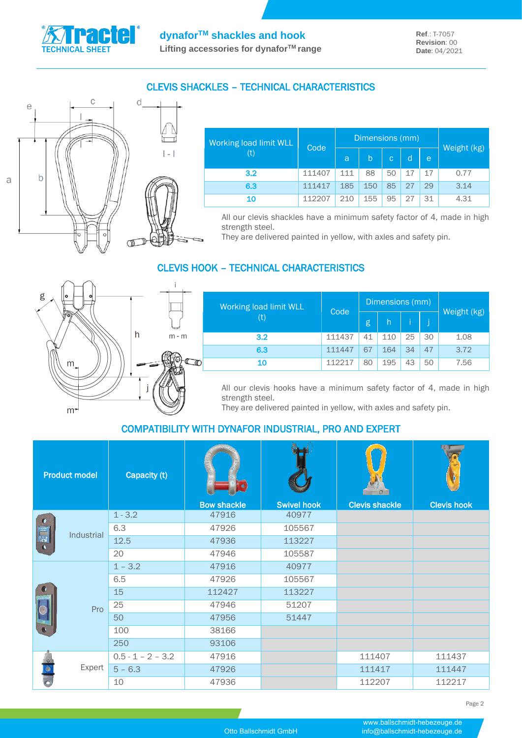# dynafor™ shackles and hook

Lifting accessories for dynafor™ range

**Ref.**: T-7057
**Revision**: 00
**Date**: 04/2021

## CLEVIS SHACKLES – TECHNICAL CHARACTERISTICS

e
c
d
I
I
I - I
a
b

| Working load limit WLL (t) | Code | Dimensions (mm) | | | | | Weight (kg) |
|---|---|---|---|---|---|---|---|
| | | a | b | c | d | e | |
| 3.2 | 111407 | 111 | 88 | 50 | 17 | 17 | 0.77 |
| 6.3 | 111417 | 185 | 150 | 85 | 27 | 29 | 3.14 |
| 10 | 112207 | 210 | 155 | 95 | 27 | 31 | 4.31 |

All our clevis shackles have a minimum safety factor of 4, made in high strength steel.
They are delivered painted in yellow, with axles and safety pin.

## CLEVIS HOOK – TECHNICAL CHARACTERISTICS

g
i
h
m - m
m
j
m

| Working load limit WLL (t) | Code | Dimensions (mm) | | | | Weight (kg) |
|---|---|---|---|---|---|---|
| | | g | h | i | j | |
| 3.2 | 111437 | 41 | 110 | 25 | 30 | 1.08 |
| 6.3 | 111447 | 67 | 164 | 34 | 47 | 3.72 |
| 10 | 112217 | 80 | 195 | 43 | 50 | 7.56 |

All our clevis hooks have a minimum safety factor of 4, made in high strength steel.
They are delivered painted in yellow, with axles and safety pin.

## COMPATIBILITY WITH DYNAFOR INDUSTRIAL, PRO AND EXPERT

| Product model | Capacity (t) | Bow shackle | Swivel hook | Clevis shackle | Clevis hook |
|---|---|---|---|---|---|
| Industrial | 1 - 3.2 | 47916 | 40977 | | |
| | 6.3 | 47926 | 105567 | | |
| | 12.5 | 47936 | 113227 | | |
| | 20 | 47946 | 105587 | | |
| Pro | 1 – 3.2 | 47916 | 40977 | | |
| | 6.5 | 47926 | 105567 | | |
| | 15 | 112427 | 113227 | | |
| | 25 | 47946 | 51207 | | |
| | 50 | 47956 | 51447 | | |
| | 100 | 38166 | | | |
| | 250 | 93106 | | | |
| Expert | 0.5 - 1 – 2 – 3.2 | 47916 | | 111407 | 111437 |
| | 5 – 6.3 | 47926 | | 111417 | 111447 |
| | 10 | 47936 | | 112207 | 112217 |

Otto Ballschmidt GmbH
www.ballschmidt-hebezeuge.de
info@ballschmidt-hebezeuge.de